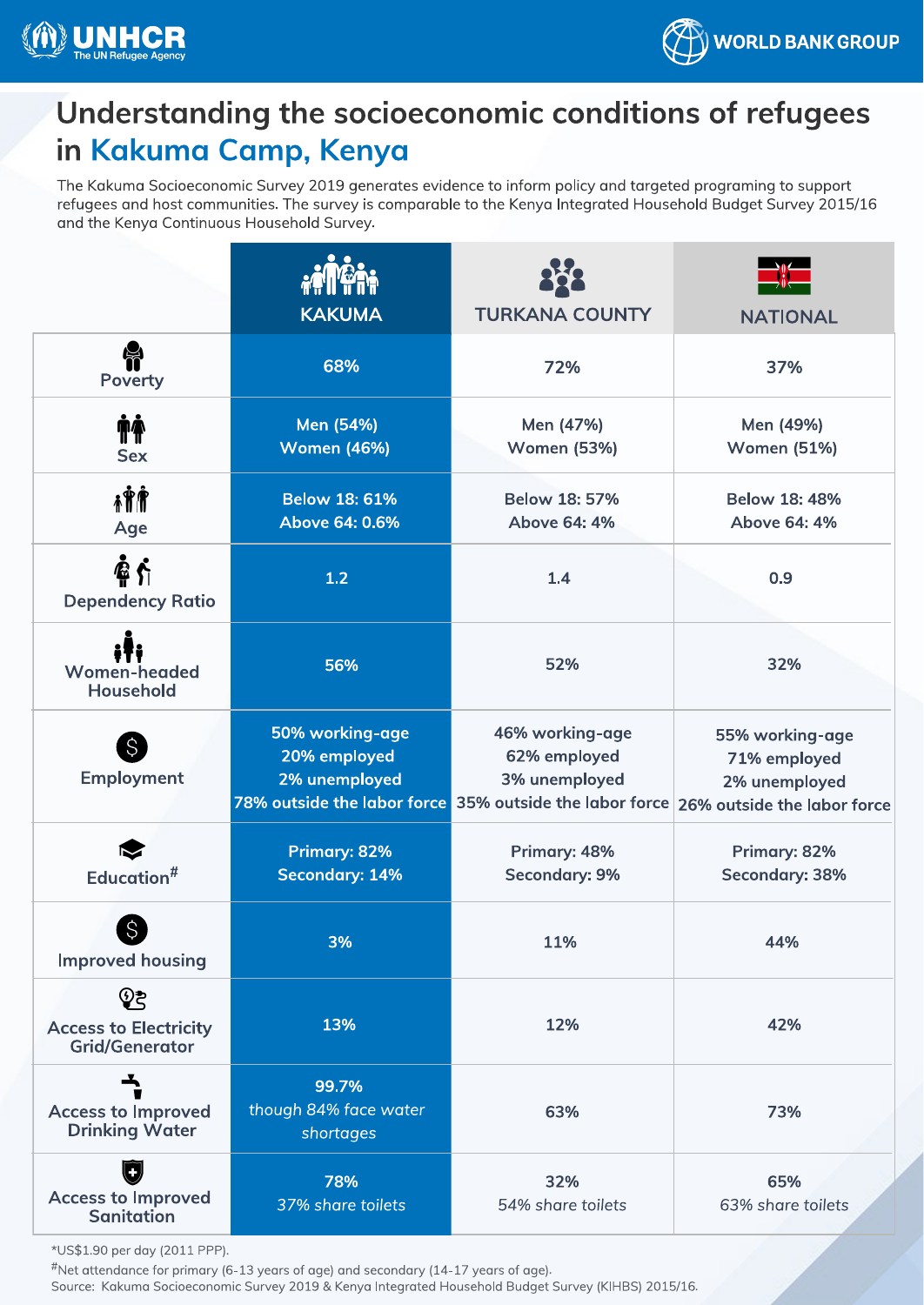# Understanding the socioeconomic conditions of refugees in Kakuma Camp, Kenya

The Kakuma Socioeconomic Survey 2019 generates evidence to inform policy and targeted programing to support refugees and host communities. The survey is comparable to the Kenya Integrated Household Budget Survey 2015/16 and the Kenya Continuous Household Survey.

| | KAKUMA | TURKANA COUNTY | NATIONAL |
|---|---|---|---|
| Poverty | 68% | 72% | 37% |
| Sex | Men (54%)<br>Women (46%) | Men (47%)<br>Women (53%) | Men (49%)<br>Women (51%) |
| Age | Below 18: 61%<br>Above 64: 0.6% | Below 18: 57%<br>Above 64: 4% | Below 18: 48%<br>Above 64: 4% |
| Dependency Ratio | 1.2 | 1.4 | 0.9 |
| Women-headed Household | 56% | 52% | 32% |
| Employment | 50% working-age<br>20% employed<br>2% unemployed<br>78% outside the labor force | 46% working-age<br>62% employed<br>3% unemployed<br>35% outside the labor force | 55% working-age<br>71% employed<br>2% unemployed<br>26% outside the labor force |
| Education# | Primary: 82%<br>Secondary: 14% | Primary: 48%<br>Secondary: 9% | Primary: 82%<br>Secondary: 38% |
| Improved housing | 3% | 11% | 44% |
| Access to Electricity Grid/Generator | 13% | 12% | 42% |
| Access to Improved Drinking Water | 99.7%<br>*though 84% face water shortages* | 63% | 73% |
| Access to Improved Sanitation | 78%<br>*37% share toilets* | 32%<br>*54% share toilets* | 65%<br>*63% share toilets* |

*US$1.90 per day (2011 PPP).

#Net attendance for primary (6-13 years of age) and secondary (14-17 years of age).

Source: Kakuma Socioeconomic Survey 2019 & Kenya Integrated Household Budget Survey (KIHBS) 2015/16.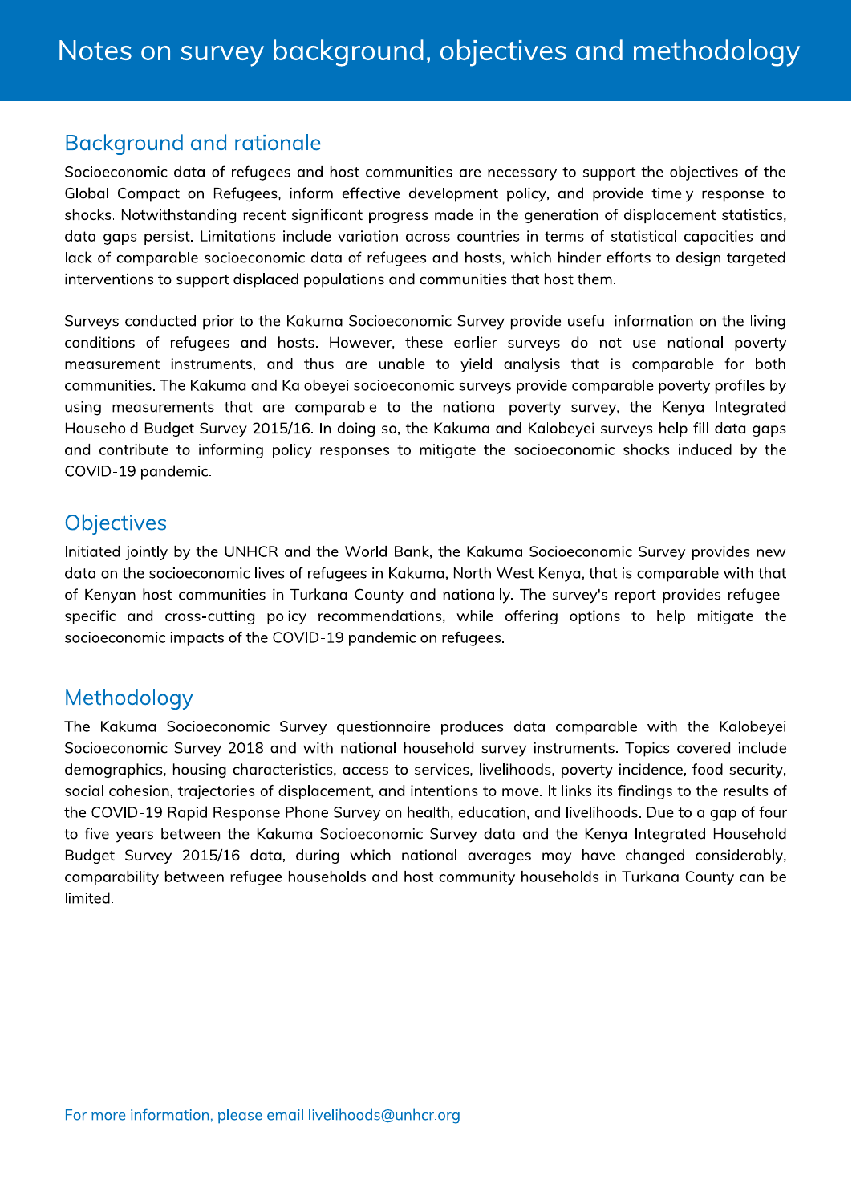# Notes on survey background, objectives and methodology

## Background and rationale

Socioeconomic data of refugees and host communities are necessary to support the objectives of the Global Compact on Refugees, inform effective development policy, and provide timely response to shocks. Notwithstanding recent significant progress made in the generation of displacement statistics, data gaps persist. Limitations include variation across countries in terms of statistical capacities and lack of comparable socioeconomic data of refugees and hosts, which hinder efforts to design targeted interventions to support displaced populations and communities that host them.

Surveys conducted prior to the Kakuma Socioeconomic Survey provide useful information on the living conditions of refugees and hosts. However, these earlier surveys do not use national poverty measurement instruments, and thus are unable to yield analysis that is comparable for both communities. The Kakuma and Kalobeyei socioeconomic surveys provide comparable poverty profiles by using measurements that are comparable to the national poverty survey, the Kenya Integrated Household Budget Survey 2015/16. In doing so, the Kakuma and Kalobeyei surveys help fill data gaps and contribute to informing policy responses to mitigate the socioeconomic shocks induced by the COVID-19 pandemic.

## Objectives

Initiated jointly by the UNHCR and the World Bank, the Kakuma Socioeconomic Survey provides new data on the socioeconomic lives of refugees in Kakuma, North West Kenya, that is comparable with that of Kenyan host communities in Turkana County and nationally. The survey's report provides refugee-specific and cross-cutting policy recommendations, while offering options to help mitigate the socioeconomic impacts of the COVID-19 pandemic on refugees.

## Methodology

The Kakuma Socioeconomic Survey questionnaire produces data comparable with the Kalobeyei Socioeconomic Survey 2018 and with national household survey instruments. Topics covered include demographics, housing characteristics, access to services, livelihoods, poverty incidence, food security, social cohesion, trajectories of displacement, and intentions to move. It links its findings to the results of the COVID-19 Rapid Response Phone Survey on health, education, and livelihoods. Due to a gap of four to five years between the Kakuma Socioeconomic Survey data and the Kenya Integrated Household Budget Survey 2015/16 data, during which national averages may have changed considerably, comparability between refugee households and host community households in Turkana County can be limited.

For more information, please email livelihoods@unhcr.org